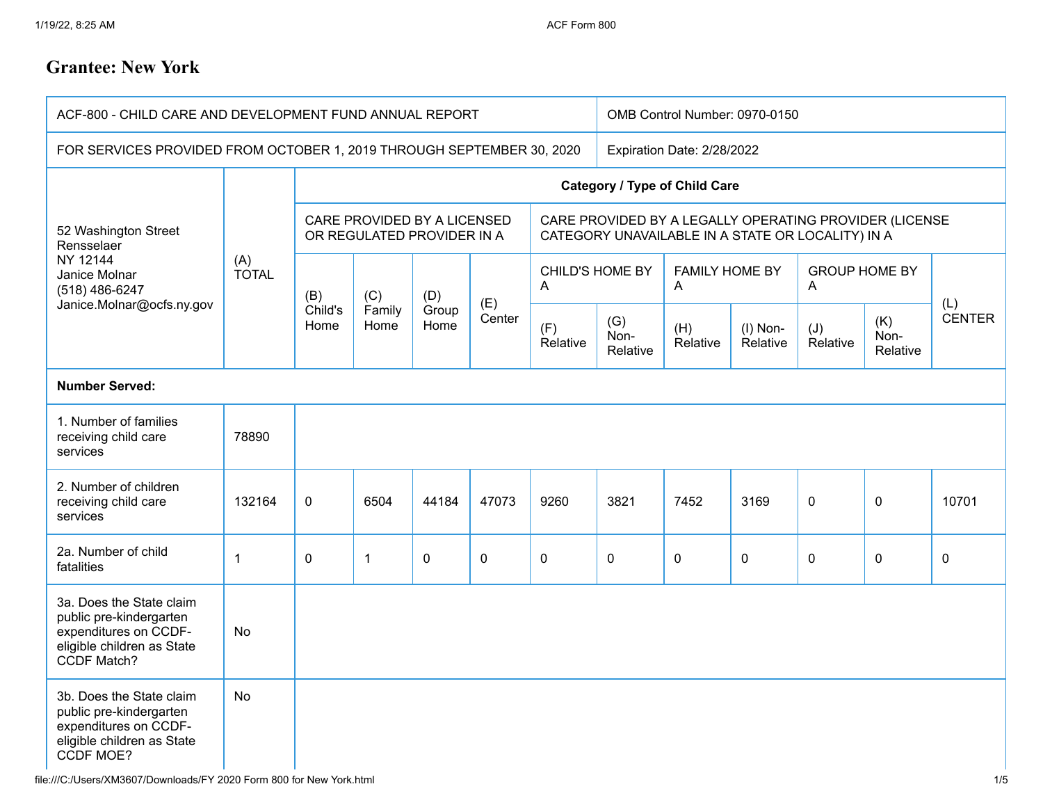# Grantee: New York

| ACF-800 - CHILD CARE AND DEVELOPMENT FUND ANNUAL REPORT | | | | | | | | | | | |
|---|---|---|---|---|---|---|---|---|---|---|---|
| FOR SERVICES PROVIDED FROM OCTOBER 1, 2019 THROUGH SEPTEMBER 30, 2020 | | | | | | | | | | | |
| OMB Control Number: 0970-0150 | | | | | | | | | | | |
| Expiration Date: 2/28/2022 | | | | | | | | | | | |
| 52 Washington Street Rensselaer NY 12144 Janice Molnar (518) 486-6247 Janice.Molnar@ocfs.ny.gov | (A) TOTAL | Category / Type of Child Care | | | | | | | | | |
| | | CARE PROVIDED BY A LICENSED OR REGULATED PROVIDER IN A | | | | CARE PROVIDED BY A LEGALLY OPERATING PROVIDER (LICENSE CATEGORY UNAVAILABLE IN A STATE OR LOCALITY) IN A | | | | | | |
| | | (B) Child's Home | (C) Family Home | (D) Group Home | (E) Center | CHILD'S HOME BY A | | FAMILY HOME BY A | | GROUP HOME BY A | | (L) CENTER |
| | | | | | | (F) Relative | (G) Non-Relative | (H) Relative | (I) Non-Relative | (J) Relative | (K) Non-Relative | |
| **Number Served:** | | | | | | | | | | | |
| 1. Number of families receiving child care services | 78890 | | | | | | | | | | |
| 2. Number of children receiving child care services | 132164 | 0 | 6504 | 44184 | 47073 | 9260 | 3821 | 7452 | 3169 | 0 | 0 | 10701 |
| 2a. Number of child fatalities | 1 | 0 | 1 | 0 | 0 | 0 | 0 | 0 | 0 | 0 | 0 | 0 |
| 3a. Does the State claim public pre-kindergarten expenditures on CCDF-eligible children as State CCDF Match? | No | | | | | | | | | | |
| 3b. Does the State claim public pre-kindergarten expenditures on CCDF-eligible children as State CCDF MOE? | No | | | | | | | | | | |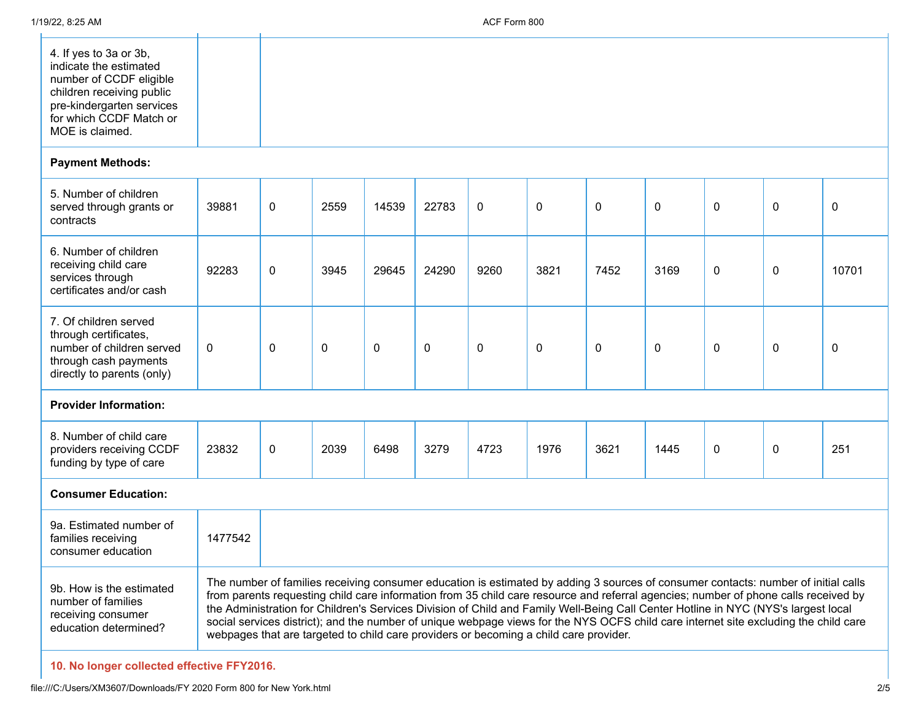| | | | | | | | | | | | | |
|---|---|---|---|---|---|---|---|---|---|---|---|---|
| 4. If yes to 3a or 3b, indicate the estimated number of CCDF eligible children receiving public pre-kindergarten services for which CCDF Match or MOE is claimed. | | | | | | | | | | | | |
| **Payment Methods:** | | | | | | | | | | | | |
| 5. Number of children served through grants or contracts | 39881 | 0 | 2559 | 14539 | 22783 | 0 | 0 | 0 | 0 | 0 | 0 | 0 |
| 6. Number of children receiving child care services through certificates and/or cash | 92283 | 0 | 3945 | 29645 | 24290 | 9260 | 3821 | 7452 | 3169 | 0 | 0 | 10701 |
| 7. Of children served through certificates, number of children served through cash payments directly to parents (only) | 0 | 0 | 0 | 0 | 0 | 0 | 0 | 0 | 0 | 0 | 0 | 0 |
| **Provider Information:** | | | | | | | | | | | | |
| 8. Number of child care providers receiving CCDF funding by type of care | 23832 | 0 | 2039 | 6498 | 3279 | 4723 | 1976 | 3621 | 1445 | 0 | 0 | 251 |
| **Consumer Education:** | | | | | | | | | | | | |
| 9a. Estimated number of families receiving consumer education | 1477542 | | | | | | | | | | | |
| 9b. How is the estimated number of families receiving consumer education determined? | The number of families receiving consumer education is estimated by adding 3 sources of consumer contacts: number of initial calls from parents requesting child care information from 35 child care resource and referral agencies; number of phone calls received by the Administration for Children's Services Division of Child and Family Well-Being Call Center Hotline in NYC (NYS's largest local social services district); and the number of unique webpage views for the NYS OCFS child care internet site excluding the child care webpages that are targeted to child care providers or becoming a child care provider. | | | | | | | | | | | |

**10. No longer collected effective FFY2016.**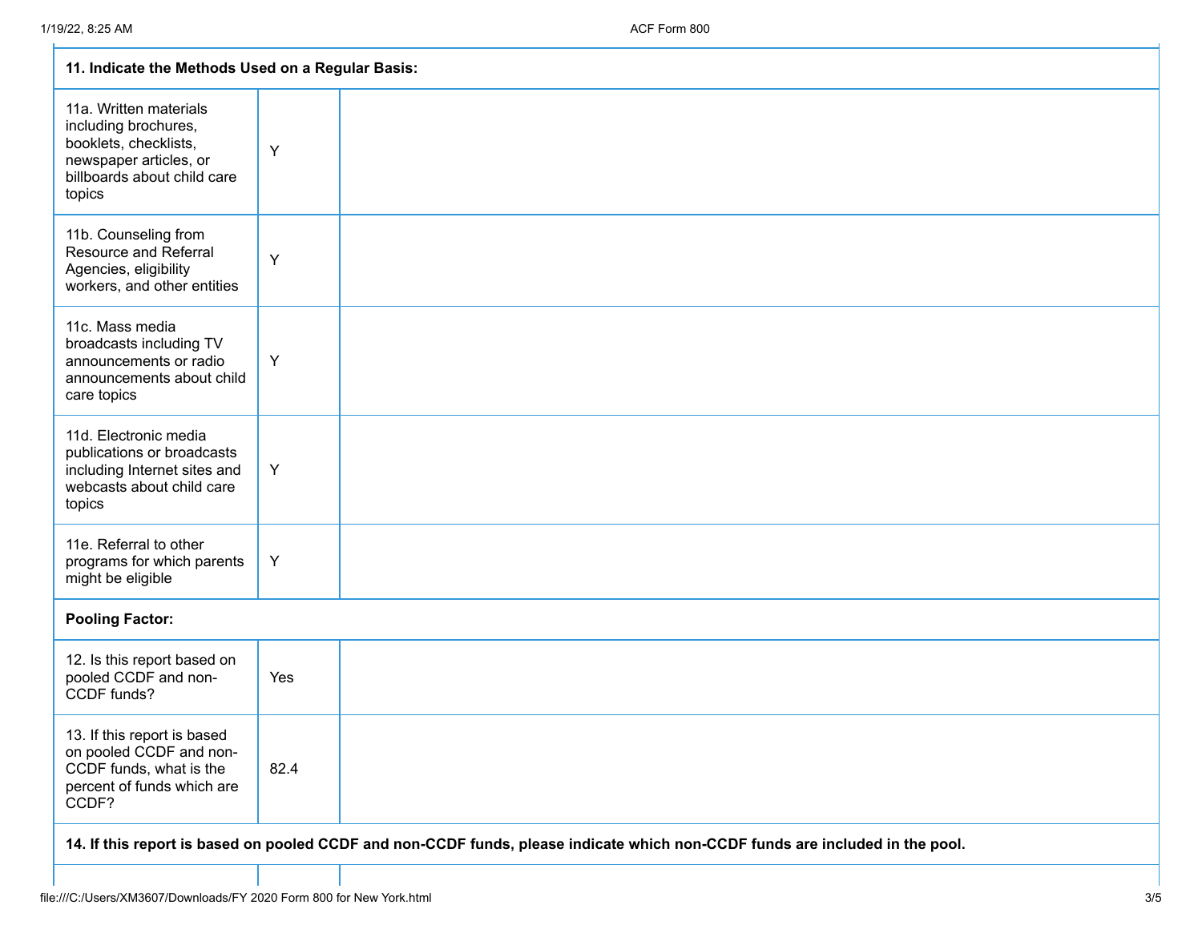| **11. Indicate the Methods Used on a Regular Basis:** | | |
|---|---|---|
| 11a. Written materials including brochures, booklets, checklists, newspaper articles, or billboards about child care topics | Y | |
| 11b. Counseling from Resource and Referral Agencies, eligibility workers, and other entities | Y | |
| 11c. Mass media broadcasts including TV announcements or radio announcements about child care topics | Y | |
| 11d. Electronic media publications or broadcasts including Internet sites and webcasts about child care topics | Y | |
| 11e. Referral to other programs for which parents might be eligible | Y | |
| **Pooling Factor:** | | |
| 12. Is this report based on pooled CCDF and non-CCDF funds? | Yes | |
| 13. If this report is based on pooled CCDF and non-CCDF funds, what is the percent of funds which are CCDF? | 82.4 | |
| **14. If this report is based on pooled CCDF and non-CCDF funds, please indicate which non-CCDF funds are included in the pool.** | | |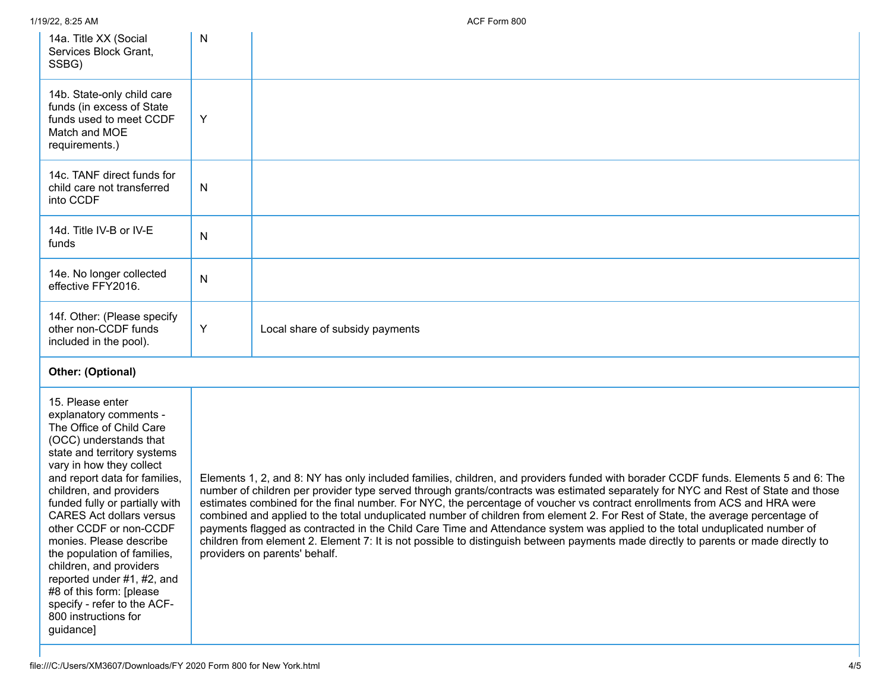| | | |
|---|---|---|
| 14a. Title XX (Social Services Block Grant, SSBG) | N | |
| 14b. State-only child care funds (in excess of State funds used to meet CCDF Match and MOE requirements.) | Y | |
| 14c. TANF direct funds for child care not transferred into CCDF | N | |
| 14d. Title IV-B or IV-E funds | N | |
| 14e. No longer collected effective FFY2016. | N | |
| 14f. Other: (Please specify other non-CCDF funds included in the pool). | Y | Local share of subsidy payments |

**Other: (Optional)**

| | |
|---|---|
| 15. Please enter explanatory comments - The Office of Child Care (OCC) understands that state and territory systems vary in how they collect and report data for families, children, and providers funded fully or partially with CARES Act dollars versus other CCDF or non-CCDF monies. Please describe the population of families, children, and providers reported under #1, #2, and #8 of this form: [please specify - refer to the ACF-800 instructions for guidance] | Elements 1, 2, and 8: NY has only included families, children, and providers funded with borader CCDF funds. Elements 5 and 6: The number of children per provider type served through grants/contracts was estimated separately for NYC and Rest of State and those estimates combined for the final number. For NYC, the percentage of voucher vs contract enrollments from ACS and HRA were combined and applied to the total unduplicated number of children from element 2. For Rest of State, the average percentage of payments flagged as contracted in the Child Care Time and Attendance system was applied to the total unduplicated number of children from element 2. Element 7: It is not possible to distinguish between payments made directly to parents or made directly to providers on parents' behalf. |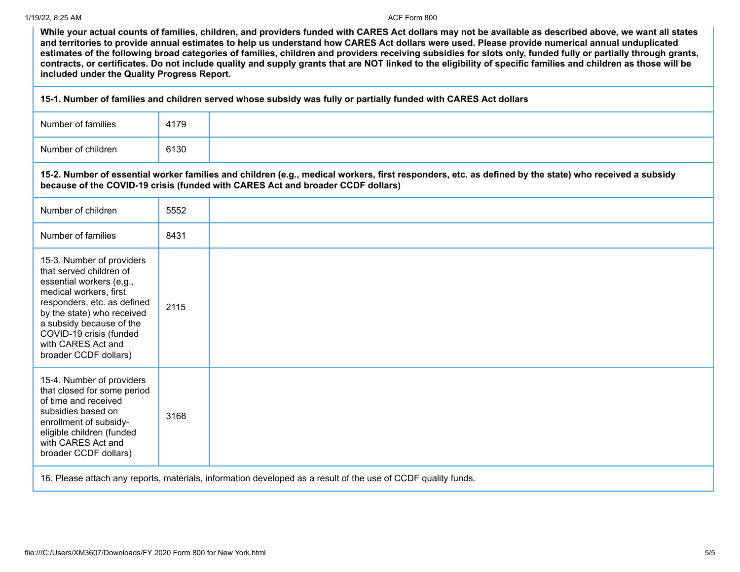**While your actual counts of families, children, and providers funded with CARES Act dollars may not be available as described above, we want all states and territories to provide annual estimates to help us understand how CARES Act dollars were used. Please provide numerical annual unduplicated estimates of the following broad categories of families, children and providers receiving subsidies for slots only, funded fully or partially through grants, contracts, or certificates. Do not include quality and supply grants that are NOT linked to the eligibility of specific families and children as those will be included under the Quality Progress Report.**

**15-1. Number of families and children served whose subsidy was fully or partially funded with CARES Act dollars**

| | | |
|---|---|---|
| Number of families | 4179 | |
| Number of children | 6130 | |

**15-2. Number of essential worker families and children (e.g., medical workers, first responders, etc. as defined by the state) who received a subsidy because of the COVID-19 crisis (funded with CARES Act and broader CCDF dollars)**

| | | |
|---|---|---|
| Number of children | 5552 | |
| Number of families | 8431 | |
| 15-3. Number of providers that served children of essential workers (e.g., medical workers, first responders, etc. as defined by the state) who received a subsidy because of the COVID-19 crisis (funded with CARES Act and broader CCDF dollars) | 2115 | |
| 15-4. Number of providers that closed for some period of time and received subsidies based on enrollment of subsidy-eligible children (funded with CARES Act and broader CCDF dollars) | 3168 | |

16. Please attach any reports, materials, information developed as a result of the use of CCDF quality funds.